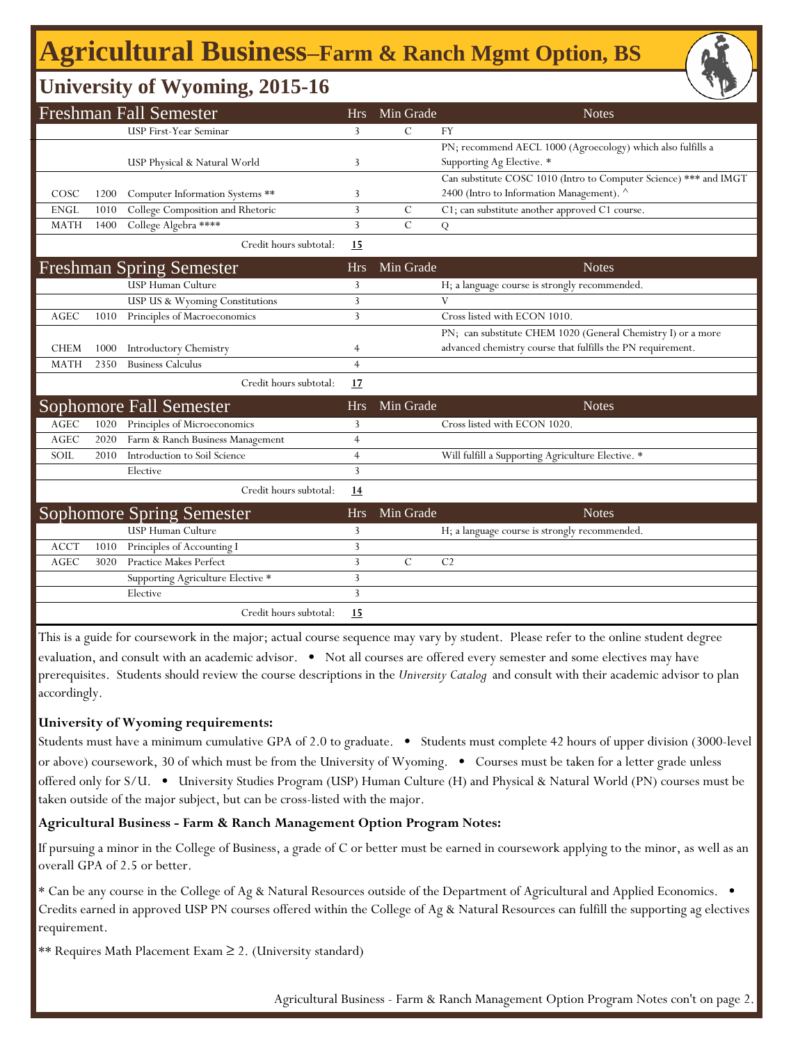# Agricultural Business–Farm & Ranch Mgmt Option, BS

## University of Wyoming, 2015-16

| Freshman Fall Semester | | | Hrs | Min Grade | Notes |
|---|---|---|---|---|---|
| | | USP First-Year Seminar | 3 | C | FY |
| | | USP Physical & Natural World | 3 | | PN; recommend AECL 1000 (Agroecology) which also fulfills a Supporting Ag Elective. * |
| COSC | 1200 | Computer Information Systems ** | 3 | | Can substitute COSC 1010 (Intro to Computer Science) *** and IMGT 2400 (Intro to Information Management). ^ |
| ENGL | 1010 | College Composition and Rhetoric | 3 | C | C1; can substitute another approved C1 course. |
| MATH | 1400 | College Algebra **** | 3 | C | Q |
| | | Credit hours subtotal: | 15 | | |

| Freshman Spring Semester | | | Hrs | Min Grade | Notes |
|---|---|---|---|---|---|
| | | USP Human Culture | 3 | | H; a language course is strongly recommended. |
| | | USP US & Wyoming Constitutions | 3 | | V |
| AGEC | 1010 | Principles of Macroeconomics | 3 | | Cross listed with ECON 1010. |
| CHEM | 1000 | Introductory Chemistry | 4 | | PN; can substitute CHEM 1020 (General Chemistry I) or a more advanced chemistry course that fulfills the PN requirement. |
| MATH | 2350 | Business Calculus | 4 | | |
| | | Credit hours subtotal: | 17 | | |

| Sophomore Fall Semester | | | Hrs | Min Grade | Notes |
|---|---|---|---|---|---|
| AGEC | 1020 | Principles of Microeconomics | 3 | | Cross listed with ECON 1020. |
| AGEC | 2020 | Farm & Ranch Business Management | 4 | | |
| SOIL | 2010 | Introduction to Soil Science | 4 | | Will fulfill a Supporting Agriculture Elective. * |
| | | Elective | 3 | | |
| | | Credit hours subtotal: | 14 | | |

| Sophomore Spring Semester | | | Hrs | Min Grade | Notes |
|---|---|---|---|---|---|
| | | USP Human Culture | 3 | | H; a language course is strongly recommended. |
| ACCT | 1010 | Principles of Accounting I | 3 | | |
| AGEC | 3020 | Practice Makes Perfect | 3 | C | C2 |
| | | Supporting Agriculture Elective * | 3 | | |
| | | Elective | 3 | | |
| | | Credit hours subtotal: | 15 | | |

This is a guide for coursework in the major; actual course sequence may vary by student. Please refer to the online student degree evaluation, and consult with an academic advisor. • Not all courses are offered every semester and some electives may have prerequisites. Students should review the course descriptions in the *University Catalog* and consult with their academic advisor to plan accordingly.

**University of Wyoming requirements:**

Students must have a minimum cumulative GPA of 2.0 to graduate. • Students must complete 42 hours of upper division (3000-level or above) coursework, 30 of which must be from the University of Wyoming. • Courses must be taken for a letter grade unless offered only for S/U. • University Studies Program (USP) Human Culture (H) and Physical & Natural World (PN) courses must be taken outside of the major subject, but can be cross-listed with the major.

**Agricultural Business - Farm & Ranch Management Option Program Notes:**

If pursuing a minor in the College of Business, a grade of C or better must be earned in coursework applying to the minor, as well as an overall GPA of 2.5 or better.

* Can be any course in the College of Ag & Natural Resources outside of the Department of Agricultural and Applied Economics. • Credits earned in approved USP PN courses offered within the College of Ag & Natural Resources can fulfill the supporting ag electives requirement.

** Requires Math Placement Exam ≥ 2. (University standard)

Agricultural Business - Farm & Ranch Management Option Program Notes con't on page 2.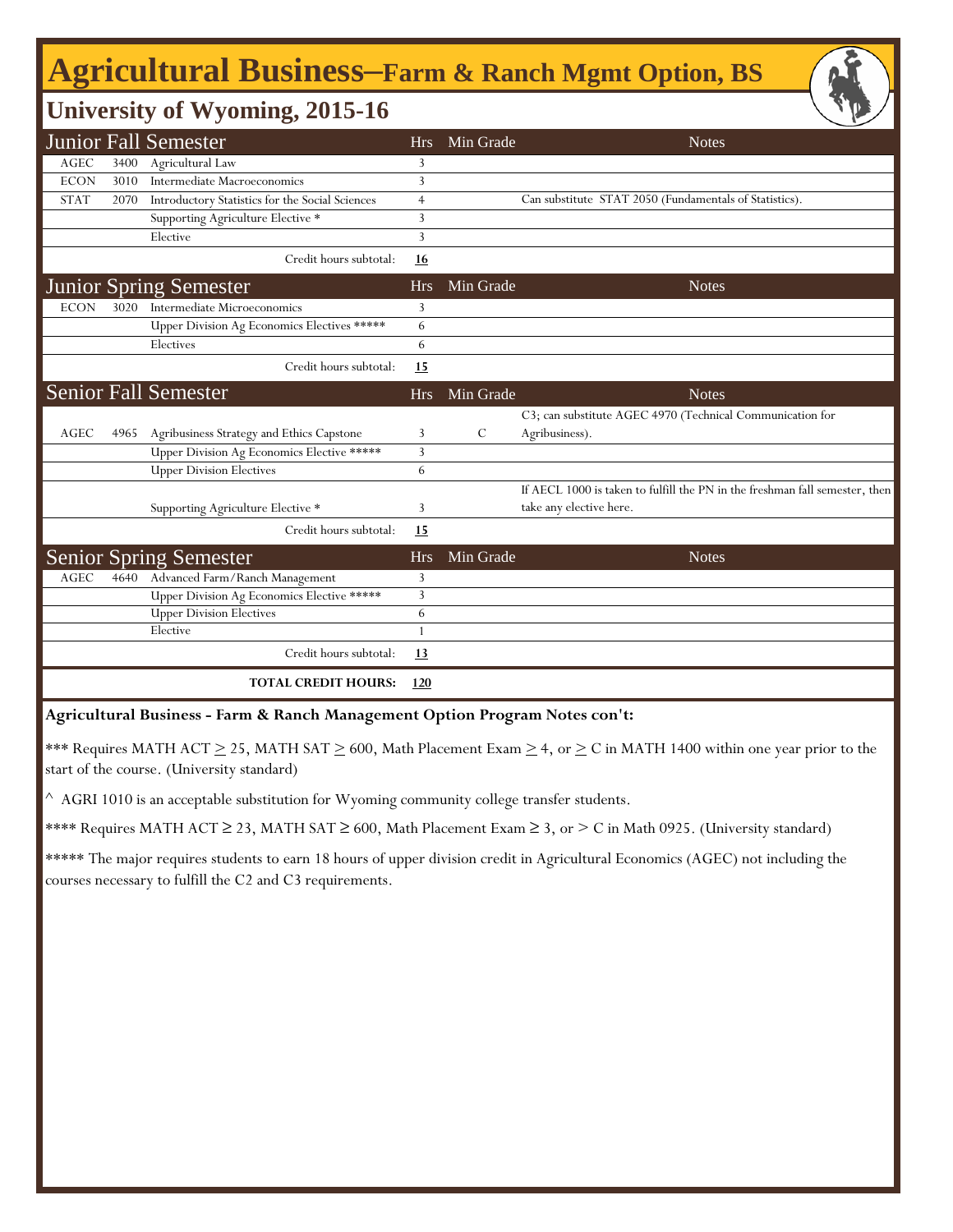# Agricultural Business–Farm & Ranch Mgmt Option, BS

## University of Wyoming, 2015-16

| Junior Fall Semester | | | Hrs | Min Grade | Notes |
|---|---|---|---|---|---|
| AGEC | 3400 | Agricultural Law | 3 | | |
| ECON | 3010 | Intermediate Macroeconomics | 3 | | |
| STAT | 2070 | Introductory Statistics for the Social Sciences | 4 | | Can substitute STAT 2050 (Fundamentals of Statistics). |
| | | Supporting Agriculture Elective * | 3 | | |
| | | Elective | 3 | | |
| | | Credit hours subtotal: | 16 | | |

| Junior Spring Semester | | | Hrs | Min Grade | Notes |
|---|---|---|---|---|---|
| ECON | 3020 | Intermediate Microeconomics | 3 | | |
| | | Upper Division Ag Economics Electives ***** | 6 | | |
| | | Electives | 6 | | |
| | | Credit hours subtotal: | 15 | | |

| Senior Fall Semester | | | Hrs | Min Grade | Notes |
|---|---|---|---|---|---|
| AGEC | 4965 | Agribusiness Strategy and Ethics Capstone | 3 | C | C3; can substitute AGEC 4970 (Technical Communication for Agribusiness). |
| | | Upper Division Ag Economics Elective ***** | 3 | | |
| | | Upper Division Electives | 6 | | |
| | | Supporting Agriculture Elective * | 3 | | If AECL 1000 is taken to fulfill the PN in the freshman fall semester, then take any elective here. |
| | | Credit hours subtotal: | 15 | | |

| Senior Spring Semester | | | Hrs | Min Grade | Notes |
|---|---|---|---|---|---|
| AGEC | 4640 | Advanced Farm/Ranch Management | 3 | | |
| | | Upper Division Ag Economics Elective ***** | 3 | | |
| | | Upper Division Electives | 6 | | |
| | | Elective | 1 | | |
| | | Credit hours subtotal: | 13 | | |
| | | **TOTAL CREDIT HOURS:** | **120** | | |

**Agricultural Business - Farm & Ranch Management Option Program Notes con't:**

*** Requires MATH ACT ≥ 25, MATH SAT ≥ 600, Math Placement Exam ≥ 4, or ≥ C in MATH 1400 within one year prior to the start of the course. (University standard)

^ AGRI 1010 is an acceptable substitution for Wyoming community college transfer students.

**** Requires MATH ACT ≥ 23, MATH SAT ≥ 600, Math Placement Exam ≥ 3, or > C in Math 0925. (University standard)

***** The major requires students to earn 18 hours of upper division credit in Agricultural Economics (AGEC) not including the courses necessary to fulfill the C2 and C3 requirements.